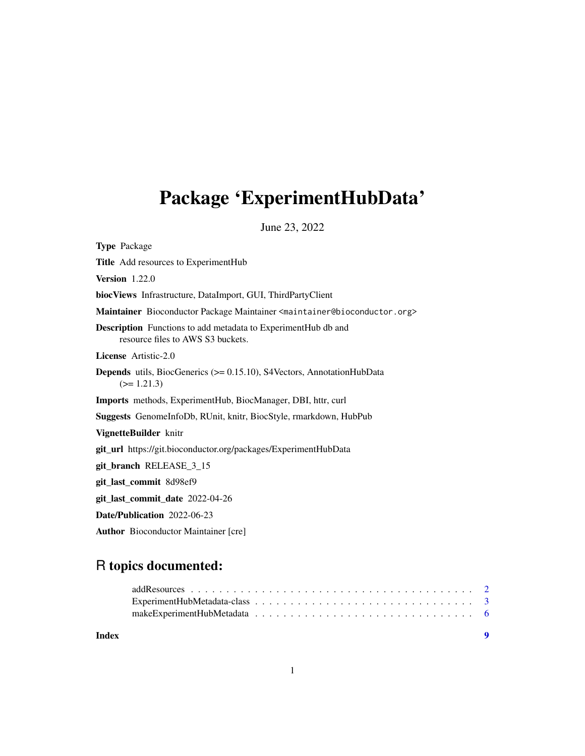# Package 'ExperimentHubData'

June 23, 2022

**Type** Package

**Title** Add resources to ExperimentHub

**Version** 1.22.0

**biocViews** Infrastructure, DataImport, GUI, ThirdPartyClient

**Maintainer** Bioconductor Package Maintainer <maintainer@bioconductor.org>

**Description** Functions to add metadata to ExperimentHub db and resource files to AWS S3 buckets.

**License** Artistic-2.0

**Depends** utils, BiocGenerics (>= 0.15.10), S4Vectors, AnnotationHubData (>= 1.21.3)

**Imports** methods, ExperimentHub, BiocManager, DBI, httr, curl

**Suggests** GenomeInfoDb, RUnit, knitr, BiocStyle, rmarkdown, HubPub

**VignetteBuilder** knitr

**git_url** https://git.bioconductor.org/packages/ExperimentHubData

**git_branch** RELEASE_3_15

**git_last_commit** 8d98ef9

**git_last_commit_date** 2022-04-26

**Date/Publication** 2022-06-23

**Author** Bioconductor Maintainer [cre]

## R topics documented:

addResources . . . . . . . . . . . . . . . . . . . . . . . . . . . . . . . . . . . . . . . . 2
ExperimentHubMetadata-class . . . . . . . . . . . . . . . . . . . . . . . . . . . . . . . 3
makeExperimentHubMetadata . . . . . . . . . . . . . . . . . . . . . . . . . . . . . . . 6

**Index** **9**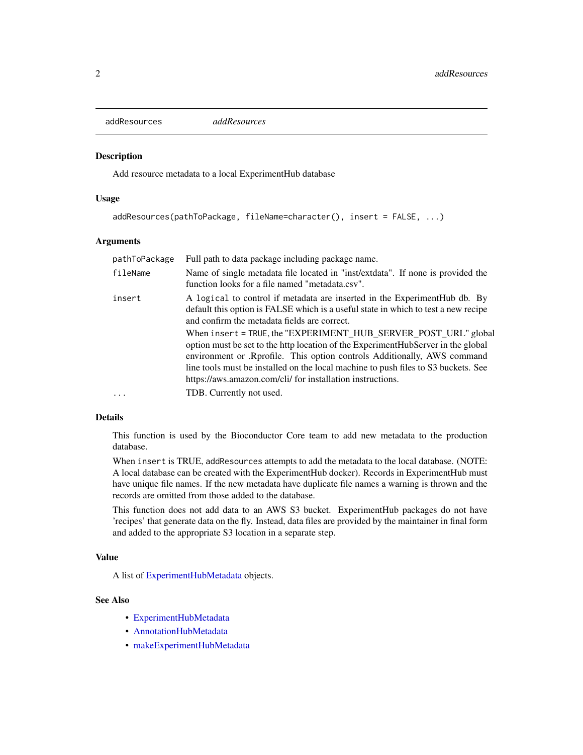## addResources — *addResources*

### Description

Add resource metadata to a local ExperimentHub database

### Usage

```
addResources(pathToPackage, fileName=character(), insert = FALSE, ...)
```

### Arguments

| | |
|---|---|
| `pathToPackage` | Full path to data package including package name. |
| `fileName` | Name of single metadata file located in "inst/extdata". If none is provided the function looks for a file named "metadata.csv". |
| `insert` | A `logical` to control if metadata are inserted in the ExperimentHub db. By default this option is FALSE which is a useful state in which to test a new recipe and confirm the metadata fields are correct.<br>When `insert = TRUE`, the "EXPERIMENT_HUB_SERVER_POST_URL" global option must be set to the http location of the ExperimentHubServer in the global environment or .Rprofile. This option controls Additionally, AWS command line tools must be installed on the local machine to push files to S3 buckets. See https://aws.amazon.com/cli/ for installation instructions. |
| `...` | TDB. Currently not used. |

### Details

This function is used by the Bioconductor Core team to add new metadata to the production database.

When `insert` is TRUE, `addResources` attempts to add the metadata to the local database. (NOTE: A local database can be created with the ExperimentHub docker). Records in ExperimentHub must have unique file names. If the new metadata have duplicate file names a warning is thrown and the records are omitted from those added to the database.

This function does not add data to an AWS S3 bucket. ExperimentHub packages do not have 'recipes' that generate data on the fly. Instead, data files are provided by the maintainer in final form and added to the appropriate S3 location in a separate step.

### Value

A list of ExperimentHubMetadata objects.

### See Also

- ExperimentHubMetadata
- AnnotationHubMetadata
- makeExperimentHubMetadata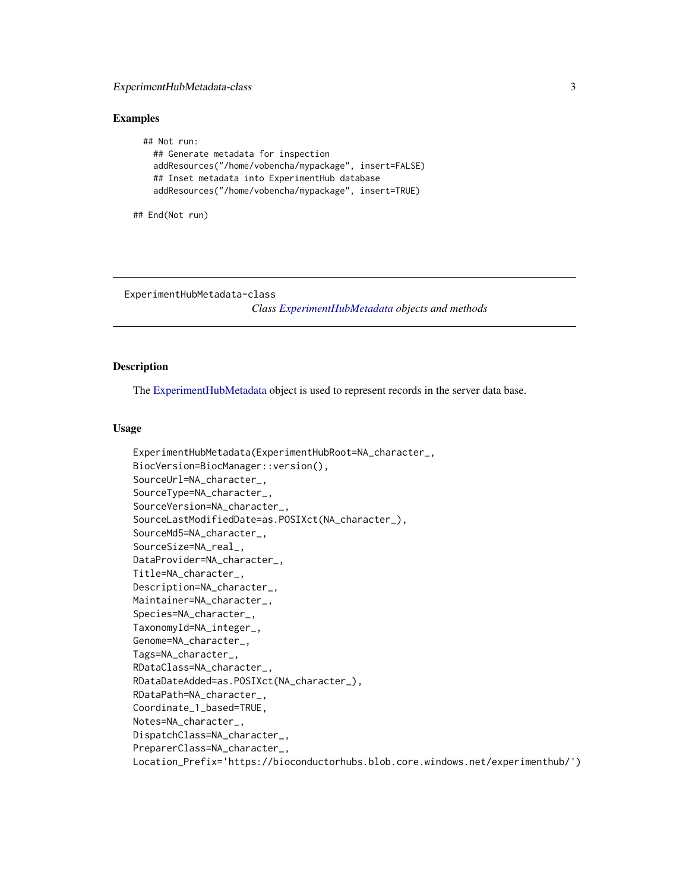### Examples

```
  ## Not run:
    ## Generate metadata for inspection
    addResources("/home/vobencha/mypackage", insert=FALSE)
    ## Inset metadata into ExperimentHub database
    addResources("/home/vobencha/mypackage", insert=TRUE)

## End(Not run)
```

---

## ExperimentHubMetadata-class

*Class ExperimentHubMetadata objects and methods*

---

### Description

The ExperimentHubMetadata object is used to represent records in the server data base.

### Usage

```
ExperimentHubMetadata(ExperimentHubRoot=NA_character_,
BiocVersion=BiocManager::version(),
SourceUrl=NA_character_,
SourceType=NA_character_,
SourceVersion=NA_character_,
SourceLastModifiedDate=as.POSIXct(NA_character_),
SourceMd5=NA_character_,
SourceSize=NA_real_,
DataProvider=NA_character_,
Title=NA_character_,
Description=NA_character_,
Maintainer=NA_character_,
Species=NA_character_,
TaxonomyId=NA_integer_,
Genome=NA_character_,
Tags=NA_character_,
RDataClass=NA_character_,
RDataDateAdded=as.POSIXct(NA_character_),
RDataPath=NA_character_,
Coordinate_1_based=TRUE,
Notes=NA_character_,
DispatchClass=NA_character_,
PreparerClass=NA_character_,
Location_Prefix='https://bioconductorhubs.blob.core.windows.net/experimenthub/')
```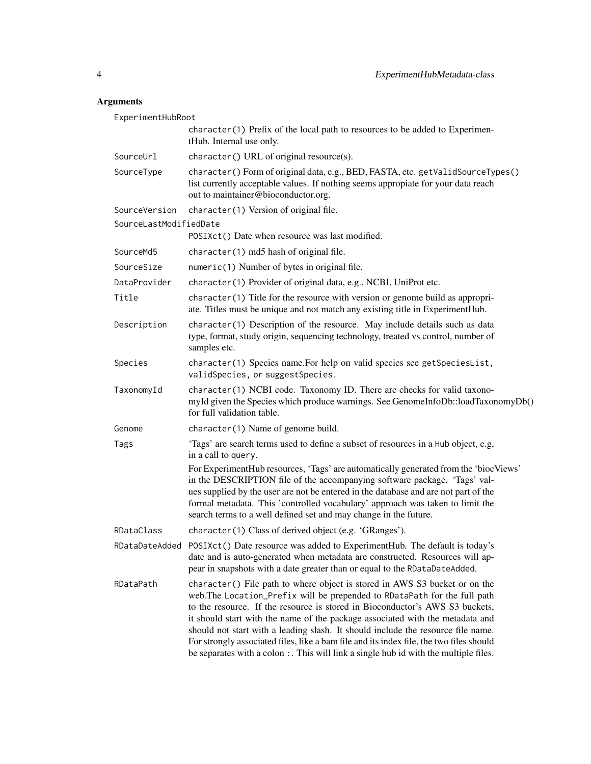## Arguments

ExperimentHubRoot
: character(1) Prefix of the local path to resources to be added to ExperimentHub. Internal use only.

SourceUrl
: character() URL of original resource(s).

SourceType
: character() Form of original data, e.g., BED, FASTA, etc. getValidSourceTypes() list currently acceptable values. If nothing seems appropiate for your data reach out to maintainer@bioconductor.org.

SourceVersion
: character(1) Version of original file.

SourceLastModifiedDate
: POSIXct() Date when resource was last modified.

SourceMd5
: character(1) md5 hash of original file.

SourceSize
: numeric(1) Number of bytes in original file.

DataProvider
: character(1) Provider of original data, e.g., NCBI, UniProt etc.

Title
: character(1) Title for the resource with version or genome build as appropriate. Titles must be unique and not match any existing title in ExperimentHub.

Description
: character(1) Description of the resource. May include details such as data type, format, study origin, sequencing technology, treated vs control, number of samples etc.

Species
: character(1) Species name.For help on valid species see getSpeciesList, validSpecies, or suggestSpecies.

TaxonomyId
: character(1) NCBI code. Taxonomy ID. There are checks for valid taxonomyId given the Species which produce warnings. See GenomeInfoDb::loadTaxonomyDb() for full validation table.

Genome
: character(1) Name of genome build.

Tags
: 'Tags' are search terms used to define a subset of resources in a Hub object, e.g, in a call to query.

  For ExperimentHub resources, 'Tags' are automatically generated from the 'biocViews' in the DESCRIPTION file of the accompanying software package. 'Tags' values supplied by the user are not be entered in the database and are not part of the formal metadata. This 'controlled vocabulary' approach was taken to limit the search terms to a well defined set and may change in the future.

RDataClass
: character(1) Class of derived object (e.g. 'GRanges').

RDataDateAdded
: POSIXct() Date resource was added to ExperimentHub. The default is today's date and is auto-generated when metadata are constructed. Resources will appear in snapshots with a date greater than or equal to the RDataDateAdded.

RDataPath
: character() File path to where object is stored in AWS S3 bucket or on the web.The Location_Prefix will be prepended to RDataPath for the full path to the resource. If the resource is stored in Bioconductor's AWS S3 buckets, it should start with the name of the package associated with the metadata and should not start with a leading slash. It should include the resource file name. For strongly associated files, like a bam file and its index file, the two files should be separates with a colon :. This will link a single hub id with the multiple files.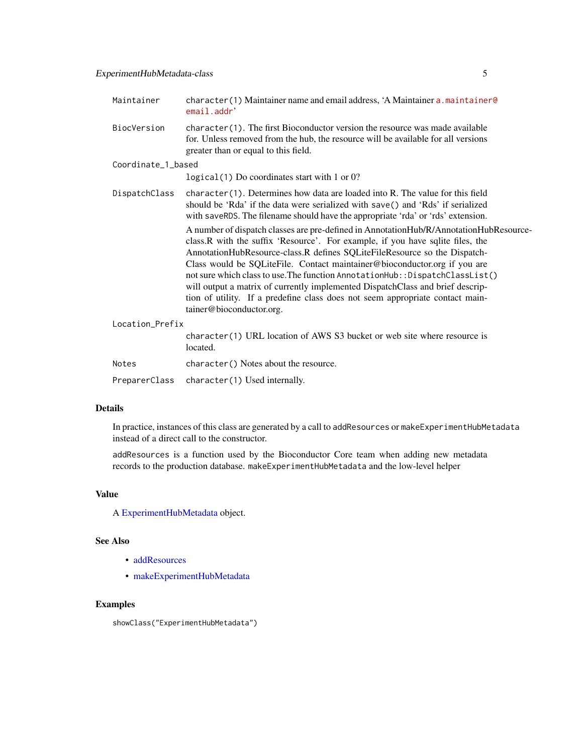| | |
|---|---|
| `Maintainer` | `character(1)` Maintainer name and email address, 'A Maintainer `a.maintainer@email.addr`' |
| `BiocVersion` | `character(1)`. The first Bioconductor version the resource was made available for. Unless removed from the hub, the resource will be available for all versions greater than or equal to this field. |
| `Coordinate_1_based` | `logical(1)` Do coordinates start with 1 or 0? |
| `DispatchClass` | `character(1)`. Determines how data are loaded into R. The value for this field should be 'Rda' if the data were serialized with `save()` and 'Rds' if serialized with `saveRDS`. The filename should have the appropriate 'rda' or 'rds' extension. A number of dispatch classes are pre-defined in AnnotationHub/R/AnnotationHubResource-class.R with the suffix 'Resource'. For example, if you have sqlite files, the AnnotationHubResource-class.R defines SQLiteFileResource so the DispatchClass would be SQLiteFile. Contact maintainer@bioconductor.org if you are not sure which class to use.The function `AnnotationHub::DispatchClassList()` will output a matrix of currently implemented DispatchClass and brief description of utility. If a predefine class does not seem appropriate contact maintainer@bioconductor.org. |
| `Location_Prefix` | `character(1)` URL location of AWS S3 bucket or web site where resource is located. |
| `Notes` | `character()` Notes about the resource. |
| `PreparerClass` | `character(1)` Used internally. |

## Details

In practice, instances of this class are generated by a call to `addResources` or `makeExperimentHubMetadata` instead of a direct call to the constructor.

`addResources` is a function used by the Bioconductor Core team when adding new metadata records to the production database. `makeExperimentHubMetadata` and the low-level helper

## Value

A ExperimentHubMetadata object.

## See Also

- addResources
- makeExperimentHubMetadata

## Examples

```
showClass("ExperimentHubMetadata")
```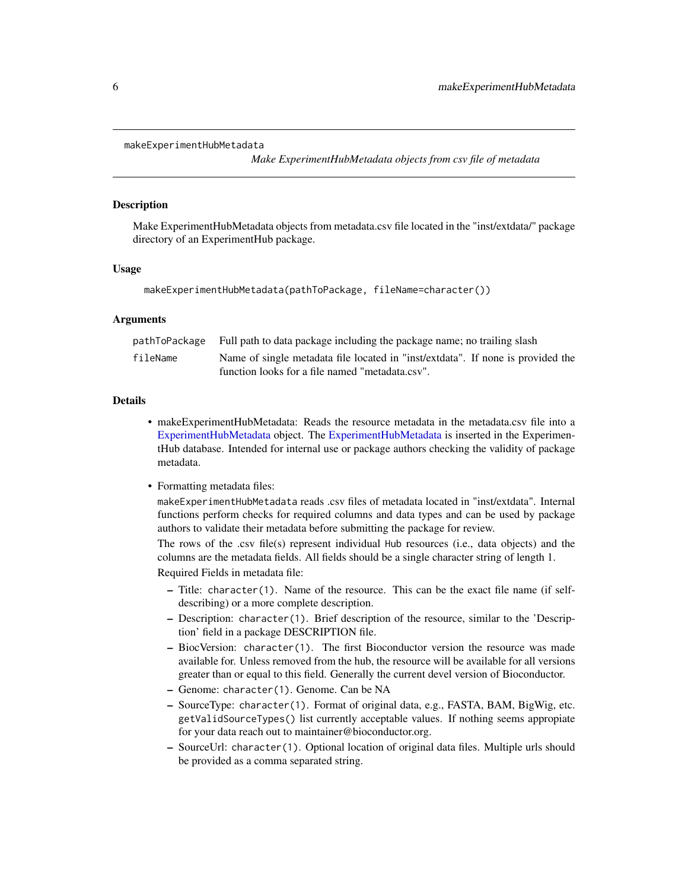## makeExperimentHubMetadata

*Make ExperimentHubMetadata objects from csv file of metadata*

### Description

Make ExperimentHubMetadata objects from metadata.csv file located in the "inst/extdata/" package directory of an ExperimentHub package.

### Usage

```
makeExperimentHubMetadata(pathToPackage, fileName=character())
```

### Arguments

| | |
|---|---|
| `pathToPackage` | Full path to data package including the package name; no trailing slash |
| `fileName` | Name of single metadata file located in "inst/extdata". If none is provided the function looks for a file named "metadata.csv". |

### Details

- makeExperimentHubMetadata: Reads the resource metadata in the metadata.csv file into a ExperimentHubMetadata object. The ExperimentHubMetadata is inserted in the ExperimentHub database. Intended for internal use or package authors checking the validity of package metadata.
- Formatting metadata files:

  `makeExperimentHubMetadata` reads .csv files of metadata located in "inst/extdata". Internal functions perform checks for required columns and data types and can be used by package authors to validate their metadata before submitting the package for review.

  The rows of the .csv file(s) represent individual `Hub` resources (i.e., data objects) and the columns are the metadata fields. All fields should be a single character string of length 1.

  Required Fields in metadata file:

  - Title: `character(1)`. Name of the resource. This can be the exact file name (if self-describing) or a more complete description.
  - Description: `character(1)`. Brief description of the resource, similar to the 'Description' field in a package DESCRIPTION file.
  - BiocVersion: `character(1)`. The first Bioconductor version the resource was made available for. Unless removed from the hub, the resource will be available for all versions greater than or equal to this field. Generally the current devel version of Bioconductor.
  - Genome: `character(1)`. Genome. Can be NA
  - SourceType: `character(1)`. Format of original data, e.g., FASTA, BAM, BigWig, etc. `getValidSourceTypes()` list currently acceptable values. If nothing seems appropiate for your data reach out to maintainer@bioconductor.org.
  - SourceUrl: `character(1)`. Optional location of original data files. Multiple urls should be provided as a comma separated string.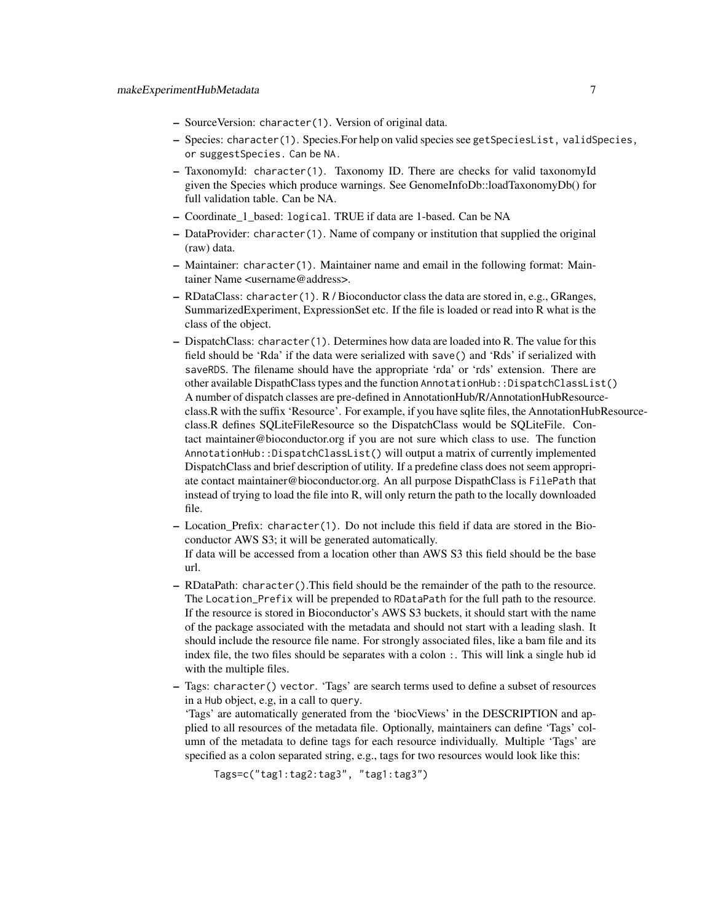- SourceVersion: `character(1)`. Version of original data.
- Species: `character(1)`. Species.For help on valid species see `getSpeciesList, validSpecies, or suggestSpecies. Can be NA.`
- TaxonomyId: `character(1)`. Taxonomy ID. There are checks for valid taxonomyId given the Species which produce warnings. See GenomeInfoDb::loadTaxonomyDb() for full validation table. Can be NA.
- Coordinate_1_based: `logical`. TRUE if data are 1-based. Can be NA
- DataProvider: `character(1)`. Name of company or institution that supplied the original (raw) data.
- Maintainer: `character(1)`. Maintainer name and email in the following format: Maintainer Name <username@address>.
- RDataClass: `character(1)`. R / Bioconductor class the data are stored in, e.g., GRanges, SummarizedExperiment, ExpressionSet etc. If the file is loaded or read into R what is the class of the object.
- DispatchClass: `character(1)`. Determines how data are loaded into R. The value for this field should be 'Rda' if the data were serialized with `save()` and 'Rds' if serialized with `saveRDS`. The filename should have the appropriate 'rda' or 'rds' extension. There are other available DispathClass types and the function `AnnotationHub::DispatchClassList()` A number of dispatch classes are pre-defined in AnnotationHub/R/AnnotationHubResource-class.R with the suffix 'Resource'. For example, if you have sqlite files, the AnnotationHubResource-class.R defines SQLiteFileResource so the DispatchClass would be SQLiteFile. Contact maintainer@bioconductor.org if you are not sure which class to use. The function `AnnotationHub::DispatchClassList()` will output a matrix of currently implemented DispatchClass and brief description of utility. If a predefine class does not seem appropriate contact maintainer@bioconductor.org. An all purpose DispathClass is `FilePath` that instead of trying to load the file into R, will only return the path to the locally downloaded file.
- Location_Prefix: `character(1)`. Do not include this field if data are stored in the Bioconductor AWS S3; it will be generated automatically.
  If data will be accessed from a location other than AWS S3 this field should be the base url.
- RDataPath: `character()`.This field should be the remainder of the path to the resource. The `Location_Prefix` will be prepended to `RDataPath` for the full path to the resource. If the resource is stored in Bioconductor's AWS S3 buckets, it should start with the name of the package associated with the metadata and should not start with a leading slash. It should include the resource file name. For strongly associated files, like a bam file and its index file, the two files should be separates with a colon `:`. This will link a single hub id with the multiple files.
- Tags: `character() vector`. 'Tags' are search terms used to define a subset of resources in a `Hub` object, e.g, in a call to `query`.
  'Tags' are automatically generated from the 'biocViews' in the DESCRIPTION and applied to all resources of the metadata file. Optionally, maintainers can define 'Tags' column of the metadata to define tags for each resource individually. Multiple 'Tags' are specified as a colon separated string, e.g., tags for two resources would look like this:

  ```
  Tags=c("tag1:tag2:tag3", "tag1:tag3")
  ```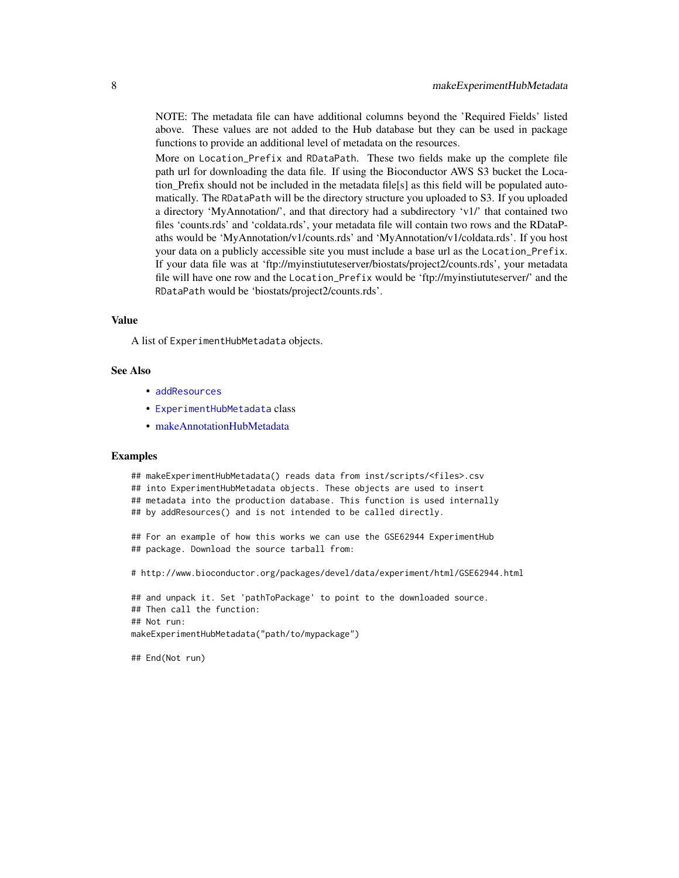NOTE: The metadata file can have additional columns beyond the 'Required Fields' listed above. These values are not added to the Hub database but they can be used in package functions to provide an additional level of metadata on the resources.

More on `Location_Prefix` and `RDataPath`. These two fields make up the complete file path url for downloading the data file. If using the Bioconductor AWS S3 bucket the Location_Prefix should not be included in the metadata file[s] as this field will be populated automatically. The `RDataPath` will be the directory structure you uploaded to S3. If you uploaded a directory 'MyAnnotation/', and that directory had a subdirectory 'v1/' that contained two files 'counts.rds' and 'coldata.rds', your metadata file will contain two rows and the RDataPaths would be 'MyAnnotation/v1/counts.rds' and 'MyAnnotation/v1/coldata.rds'. If you host your data on a publicly accessible site you must include a base url as the `Location_Prefix`. If your data file was at 'ftp://myinstiututeserver/biostats/project2/counts.rds', your metadata file will have one row and the `Location_Prefix` would be 'ftp://myinstiuteserver/' and the `RDataPath` would be 'biostats/project2/counts.rds'.

## Value

A list of `ExperimentHubMetadata` objects.

## See Also

- `addResources`
- `ExperimentHubMetadata` class
- makeAnnotationHubMetadata

## Examples

```
## makeExperimentHubMetadata() reads data from inst/scripts/<files>.csv
## into ExperimentHubMetadata objects. These objects are used to insert
## metadata into the production database. This function is used internally
## by addResources() and is not intended to be called directly.

## For an example of how this works we can use the GSE62944 ExperimentHub
## package. Download the source tarball from:

# http://www.bioconductor.org/packages/devel/data/experiment/html/GSE62944.html

## and unpack it. Set 'pathToPackage' to point to the downloaded source.
## Then call the function:
## Not run:
makeExperimentHubMetadata("path/to/mypackage")

## End(Not run)
```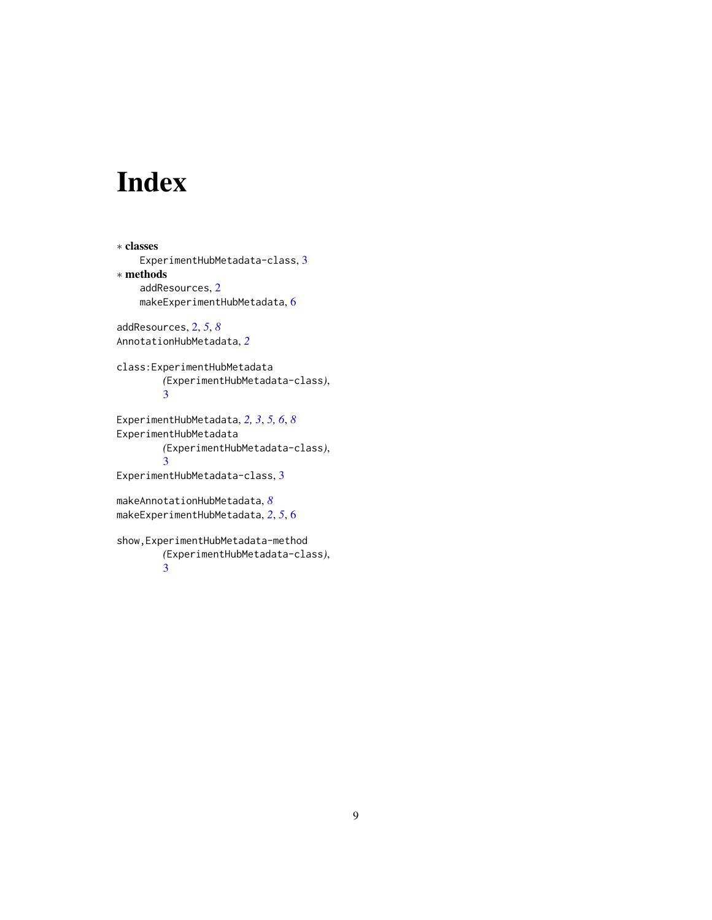# Index

* **classes**
    ExperimentHubMetadata-class, 3
* **methods**
    addResources, 2
    makeExperimentHubMetadata, 6

addResources, 2, *5*, *8*
AnnotationHubMetadata, *2*

class:ExperimentHubMetadata
        *(*ExperimentHubMetadata-class*)*,
        3

ExperimentHubMetadata, *2, 3*, *5, 6*, *8*
ExperimentHubMetadata
        *(*ExperimentHubMetadata-class*)*,
        3
ExperimentHubMetadata-class, 3

makeAnnotationHubMetadata, *8*
makeExperimentHubMetadata, *2*, *5*, 6

show,ExperimentHubMetadata-method
        *(*ExperimentHubMetadata-class*)*,
        3